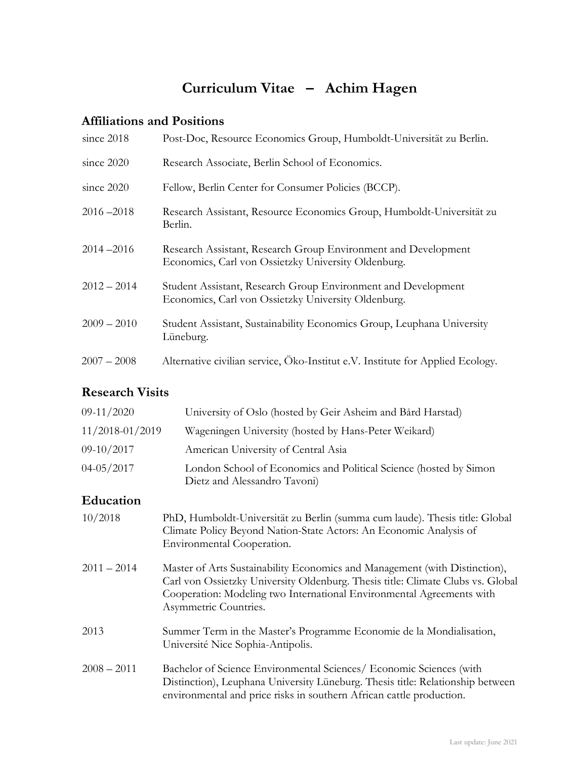# Curriculum Vitae – Achim Hagen

## Affiliations and Positions

| | |
|---|---|
| since 2018 | Post-Doc, Resource Economics Group, Humboldt-Universität zu Berlin. |
| since 2020 | Research Associate, Berlin School of Economics. |
| since 2020 | Fellow, Berlin Center for Consumer Policies (BCCP). |
| 2016 –2018 | Research Assistant, Resource Economics Group, Humboldt-Universität zu Berlin. |
| 2014 –2016 | Research Assistant, Research Group Environment and Development Economics, Carl von Ossietzky University Oldenburg. |
| 2012 – 2014 | Student Assistant, Research Group Environment and Development Economics, Carl von Ossietzky University Oldenburg. |
| 2009 – 2010 | Student Assistant, Sustainability Economics Group, Leuphana University Lüneburg. |
| 2007 – 2008 | Alternative civilian service, Öko-Institut e.V. Institute for Applied Ecology. |

## Research Visits

| | |
|---|---|
| 09-11/2020 | University of Oslo (hosted by Geir Asheim and Bård Harstad) |
| 11/2018-01/2019 | Wageningen University (hosted by Hans-Peter Weikard) |
| 09-10/2017 | American University of Central Asia |
| 04-05/2017 | London School of Economics and Political Science (hosted by Simon Dietz and Alessandro Tavoni) |

## Education

| | |
|---|---|
| 10/2018 | PhD, Humboldt-Universität zu Berlin (summa cum laude). Thesis title: Global Climate Policy Beyond Nation-State Actors: An Economic Analysis of Environmental Cooperation. |
| 2011 – 2014 | Master of Arts Sustainability Economics and Management (with Distinction), Carl von Ossietzky University Oldenburg. Thesis title: Climate Clubs vs. Global Cooperation: Modeling two International Environmental Agreements with Asymmetric Countries. |
| 2013 | Summer Term in the Master's Programme Economie de la Mondialisation, Université Nice Sophia-Antipolis. |
| 2008 – 2011 | Bachelor of Science Environmental Sciences/ Economic Sciences (with Distinction), Leuphana University Lüneburg. Thesis title: Relationship between environmental and price risks in southern African cattle production. |

Last update: June 2021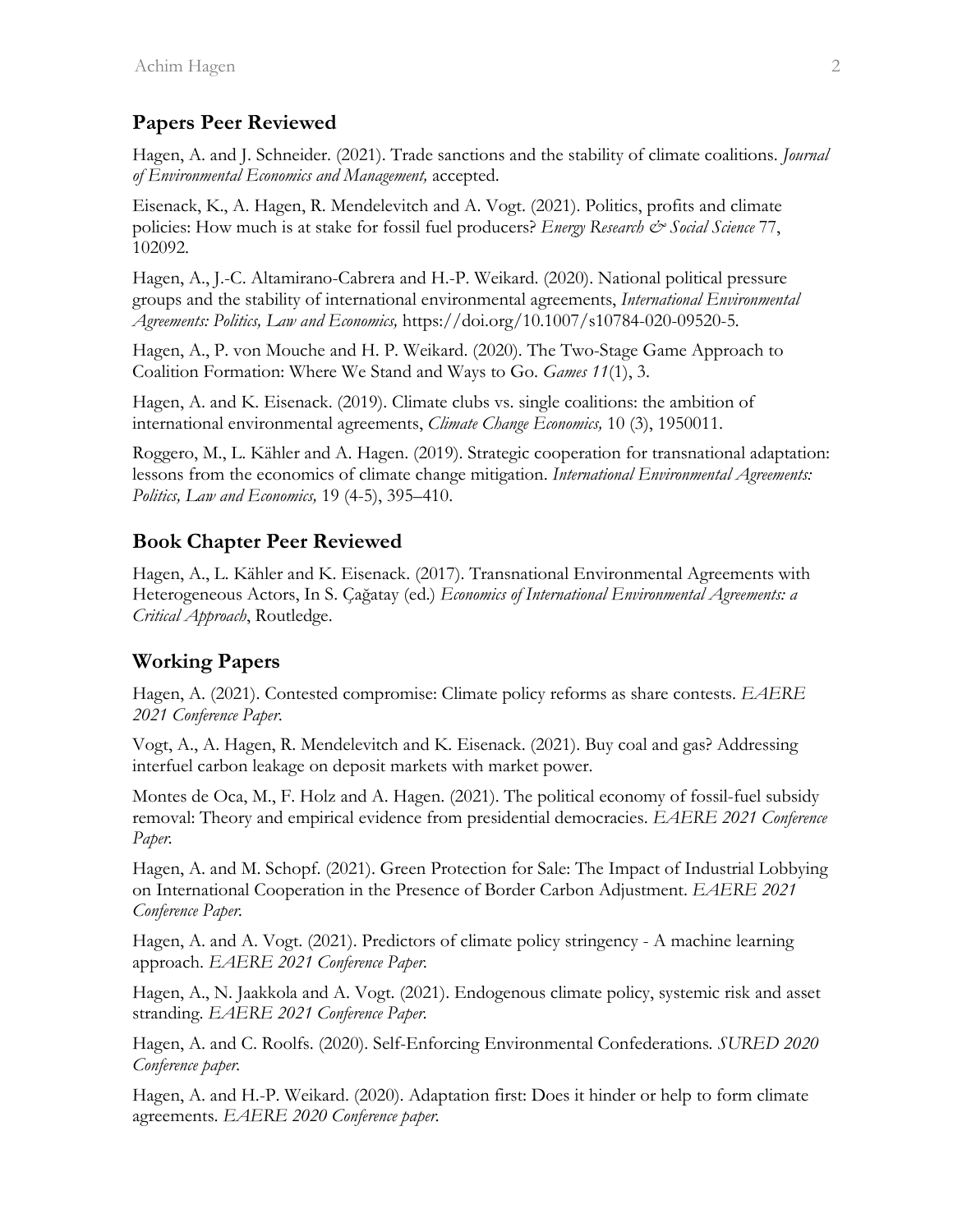## Papers Peer Reviewed

Hagen, A. and J. Schneider. (2021). Trade sanctions and the stability of climate coalitions. *Journal of Environmental Economics and Management,* accepted.

Eisenack, K., A. Hagen, R. Mendelevitch and A. Vogt. (2021). Politics, profits and climate policies: How much is at stake for fossil fuel producers? *Energy Research & Social Science* 77, 102092.

Hagen, A., J.-C. Altamirano-Cabrera and H.-P. Weikard. (2020). National political pressure groups and the stability of international environmental agreements, *International Environmental Agreements: Politics, Law and Economics,* https://doi.org/10.1007/s10784-020-09520-5.

Hagen, A., P. von Mouche and H. P. Weikard. (2020). The Two-Stage Game Approach to Coalition Formation: Where We Stand and Ways to Go. *Games 11*(1), 3.

Hagen, A. and K. Eisenack. (2019). Climate clubs vs. single coalitions: the ambition of international environmental agreements, *Climate Change Economics,* 10 (3), 1950011.

Roggero, M., L. Kähler and A. Hagen. (2019). Strategic cooperation for transnational adaptation: lessons from the economics of climate change mitigation. *International Environmental Agreements: Politics, Law and Economics,* 19 (4-5), 395–410.

## Book Chapter Peer Reviewed

Hagen, A., L. Kähler and K. Eisenack. (2017). Transnational Environmental Agreements with Heterogeneous Actors, In S. Çağatay (ed.) *Economics of International Environmental Agreements: a Critical Approach*, Routledge.

## Working Papers

Hagen, A. (2021). Contested compromise: Climate policy reforms as share contests. *EAERE 2021 Conference Paper.*

Vogt, A., A. Hagen, R. Mendelevitch and K. Eisenack. (2021). Buy coal and gas? Addressing interfuel carbon leakage on deposit markets with market power.

Montes de Oca, M., F. Holz and A. Hagen. (2021). The political economy of fossil-fuel subsidy removal: Theory and empirical evidence from presidential democracies. *EAERE 2021 Conference Paper.*

Hagen, A. and M. Schopf. (2021). Green Protection for Sale: The Impact of Industrial Lobbying on International Cooperation in the Presence of Border Carbon Adjustment. *EAERE 2021 Conference Paper.*

Hagen, A. and A. Vogt. (2021). Predictors of climate policy stringency - A machine learning approach. *EAERE 2021 Conference Paper.*

Hagen, A., N. Jaakkola and A. Vogt. (2021). Endogenous climate policy, systemic risk and asset stranding. *EAERE 2021 Conference Paper.*

Hagen, A. and C. Roolfs. (2020). Self-Enforcing Environmental Confederations. *SURED 2020 Conference paper.*

Hagen, A. and H.-P. Weikard. (2020). Adaptation first: Does it hinder or help to form climate agreements. *EAERE 2020 Conference paper.*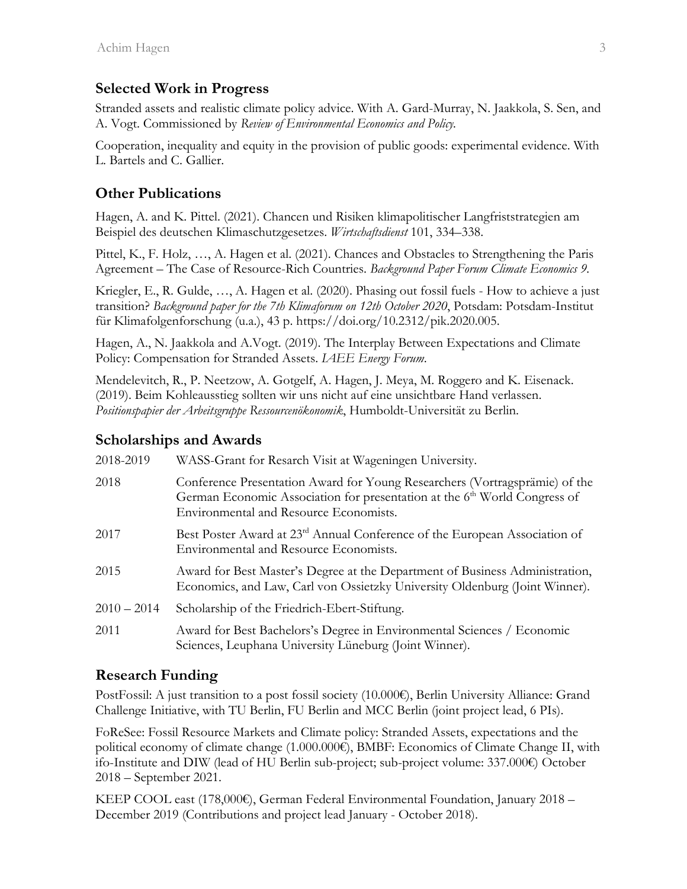## Selected Work in Progress

Stranded assets and realistic climate policy advice. With A. Gard-Murray, N. Jaakkola, S. Sen, and A. Vogt. Commissioned by *Review of Environmental Economics and Policy*.

Cooperation, inequality and equity in the provision of public goods: experimental evidence. With L. Bartels and C. Gallier.

## Other Publications

Hagen, A. and K. Pittel. (2021). Chancen und Risiken klimapolitischer Langfriststrategien am Beispiel des deutschen Klimaschutzgesetzes. *Wirtschaftsdienst* 101, 334–338.

Pittel, K., F. Holz, …, A. Hagen et al. (2021). Chances and Obstacles to Strengthening the Paris Agreement – The Case of Resource-Rich Countries. *Background Paper Forum Climate Economics 9*.

Kriegler, E., R. Gulde, …, A. Hagen et al. (2020). Phasing out fossil fuels - How to achieve a just transition? *Background paper for the 7th Klimaforum on 12th October 2020*, Potsdam: Potsdam-Institut für Klimafolgenforschung (u.a.), 43 p. https://doi.org/10.2312/pik.2020.005.

Hagen, A., N. Jaakkola and A.Vogt. (2019). The Interplay Between Expectations and Climate Policy: Compensation for Stranded Assets. *IAEE Energy Forum*.

Mendelevitch, R., P. Neetzow, A. Gotgelf, A. Hagen, J. Meya, M. Roggero and K. Eisenack. (2019). Beim Kohleausstieg sollten wir uns nicht auf eine unsichtbare Hand verlassen. *Positionspapier der Arbeitsgruppe Ressourcenökonomik*, Humboldt-Universität zu Berlin.

## Scholarships and Awards

| | |
|---|---|
| 2018-2019 | WASS-Grant for Resarch Visit at Wageningen University. |
| 2018 | Conference Presentation Award for Young Researchers (Vortragsprämie) of the German Economic Association for presentation at the 6th World Congress of Environmental and Resource Economists. |
| 2017 | Best Poster Award at 23rd Annual Conference of the European Association of Environmental and Resource Economists. |
| 2015 | Award for Best Master's Degree at the Department of Business Administration, Economics, and Law, Carl von Ossietzky University Oldenburg (Joint Winner). |
| 2010 – 2014 | Scholarship of the Friedrich-Ebert-Stiftung. |
| 2011 | Award for Best Bachelors's Degree in Environmental Sciences / Economic Sciences, Leuphana University Lüneburg (Joint Winner). |

## Research Funding

PostFossil: A just transition to a post fossil society (10.000€), Berlin University Alliance: Grand Challenge Initiative, with TU Berlin, FU Berlin and MCC Berlin (joint project lead, 6 PIs).

FoReSee: Fossil Resource Markets and Climate policy: Stranded Assets, expectations and the political economy of climate change (1.000.000€), BMBF: Economics of Climate Change II, with ifo-Institute and DIW (lead of HU Berlin sub-project; sub-project volume: 337.000€) October 2018 – September 2021.

KEEP COOL east (178,000€), German Federal Environmental Foundation, January 2018 – December 2019 (Contributions and project lead January - October 2018).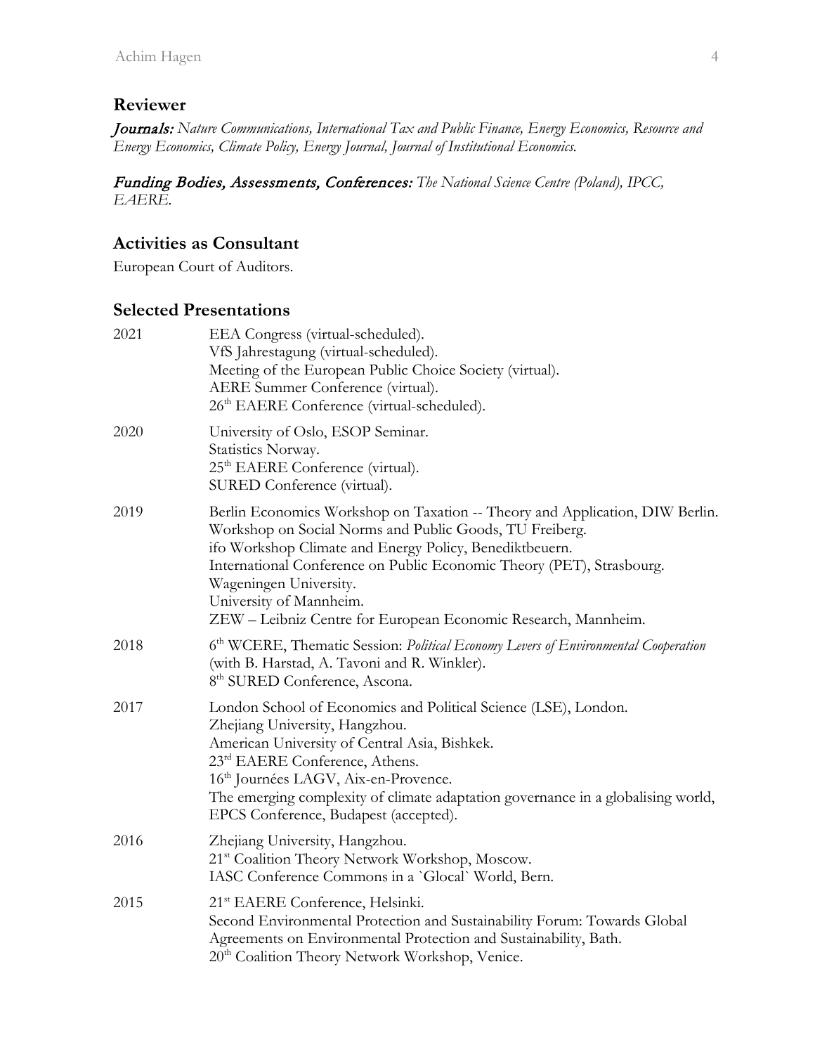## Reviewer

***Journals:*** *Nature Communications, International Tax and Public Finance, Energy Economics, Resource and Energy Economics, Climate Policy, Energy Journal, Journal of Institutional Economics.*

***Funding Bodies, Assessments, Conferences:*** *The National Science Centre (Poland), IPCC, EAERE.*

## Activities as Consultant

European Court of Auditors.

## Selected Presentations

| | |
|---|---|
| 2021 | EEA Congress (virtual-scheduled).<br>VfS Jahrestagung (virtual-scheduled).<br>Meeting of the European Public Choice Society (virtual).<br>AERE Summer Conference (virtual).<br>26th EAERE Conference (virtual-scheduled). |
| 2020 | University of Oslo, ESOP Seminar.<br>Statistics Norway.<br>25th EAERE Conference (virtual).<br>SURED Conference (virtual). |
| 2019 | Berlin Economics Workshop on Taxation -- Theory and Application, DIW Berlin.<br>Workshop on Social Norms and Public Goods, TU Freiberg.<br>ifo Workshop Climate and Energy Policy, Benediktbeuern.<br>International Conference on Public Economic Theory (PET), Strasbourg.<br>Wageningen University.<br>University of Mannheim.<br>ZEW – Leibniz Centre for European Economic Research, Mannheim. |
| 2018 | 6th WCERE, Thematic Session: *Political Economy Levers of Environmental Cooperation* (with B. Harstad, A. Tavoni and R. Winkler).<br>8th SURED Conference, Ascona. |
| 2017 | London School of Economics and Political Science (LSE), London.<br>Zhejiang University, Hangzhou.<br>American University of Central Asia, Bishkek.<br>23rd EAERE Conference, Athens.<br>16th Journées LAGV, Aix-en-Provence.<br>The emerging complexity of climate adaptation governance in a globalising world, EPCS Conference, Budapest (accepted). |
| 2016 | Zhejiang University, Hangzhou.<br>21st Coalition Theory Network Workshop, Moscow.<br>IASC Conference Commons in a `Glocal` World, Bern. |
| 2015 | 21st EAERE Conference, Helsinki.<br>Second Environmental Protection and Sustainability Forum: Towards Global Agreements on Environmental Protection and Sustainability, Bath.<br>20th Coalition Theory Network Workshop, Venice. |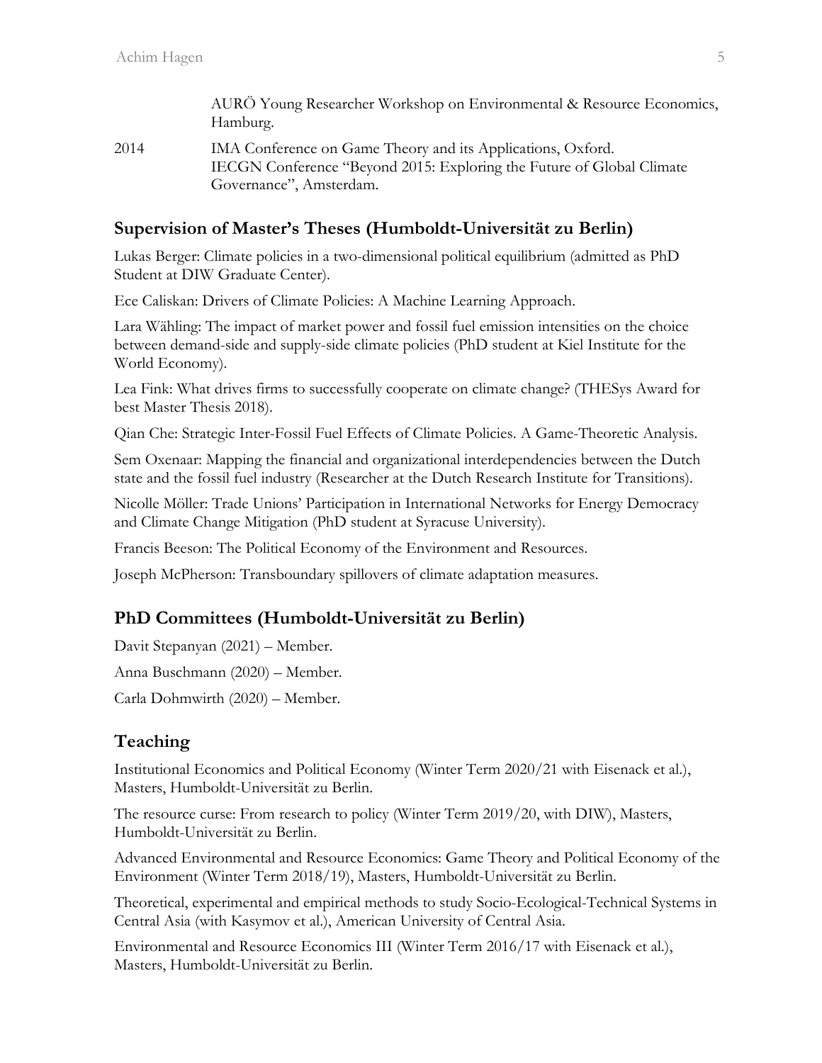AURÖ Young Researcher Workshop on Environmental & Resource Economics, Hamburg.

2014 IMA Conference on Game Theory and its Applications, Oxford.
IECGN Conference "Beyond 2015: Exploring the Future of Global Climate Governance", Amsterdam.

## Supervision of Master's Theses (Humboldt-Universität zu Berlin)

Lukas Berger: Climate policies in a two-dimensional political equilibrium (admitted as PhD Student at DIW Graduate Center).

Ece Caliskan: Drivers of Climate Policies: A Machine Learning Approach.

Lara Wähling: The impact of market power and fossil fuel emission intensities on the choice between demand-side and supply-side climate policies (PhD student at Kiel Institute for the World Economy).

Lea Fink: What drives firms to successfully cooperate on climate change? (THESys Award for best Master Thesis 2018).

Qian Che: Strategic Inter-Fossil Fuel Effects of Climate Policies. A Game-Theoretic Analysis.

Sem Oxenaar: Mapping the financial and organizational interdependencies between the Dutch state and the fossil fuel industry (Researcher at the Dutch Research Institute for Transitions).

Nicolle Möller: Trade Unions' Participation in International Networks for Energy Democracy and Climate Change Mitigation (PhD student at Syracuse University).

Francis Beeson: The Political Economy of the Environment and Resources.

Joseph McPherson: Transboundary spillovers of climate adaptation measures.

## PhD Committees (Humboldt-Universität zu Berlin)

Davit Stepanyan (2021) – Member.

Anna Buschmann (2020) – Member.

Carla Dohmwirth (2020) – Member.

## Teaching

Institutional Economics and Political Economy (Winter Term 2020/21 with Eisenack et al.), Masters, Humboldt-Universität zu Berlin.

The resource curse: From research to policy (Winter Term 2019/20, with DIW), Masters, Humboldt-Universität zu Berlin.

Advanced Environmental and Resource Economics: Game Theory and Political Economy of the Environment (Winter Term 2018/19), Masters, Humboldt-Universität zu Berlin.

Theoretical, experimental and empirical methods to study Socio-Ecological-Technical Systems in Central Asia (with Kasymov et al.), American University of Central Asia.

Environmental and Resource Economics III (Winter Term 2016/17 with Eisenack et al.), Masters, Humboldt-Universität zu Berlin.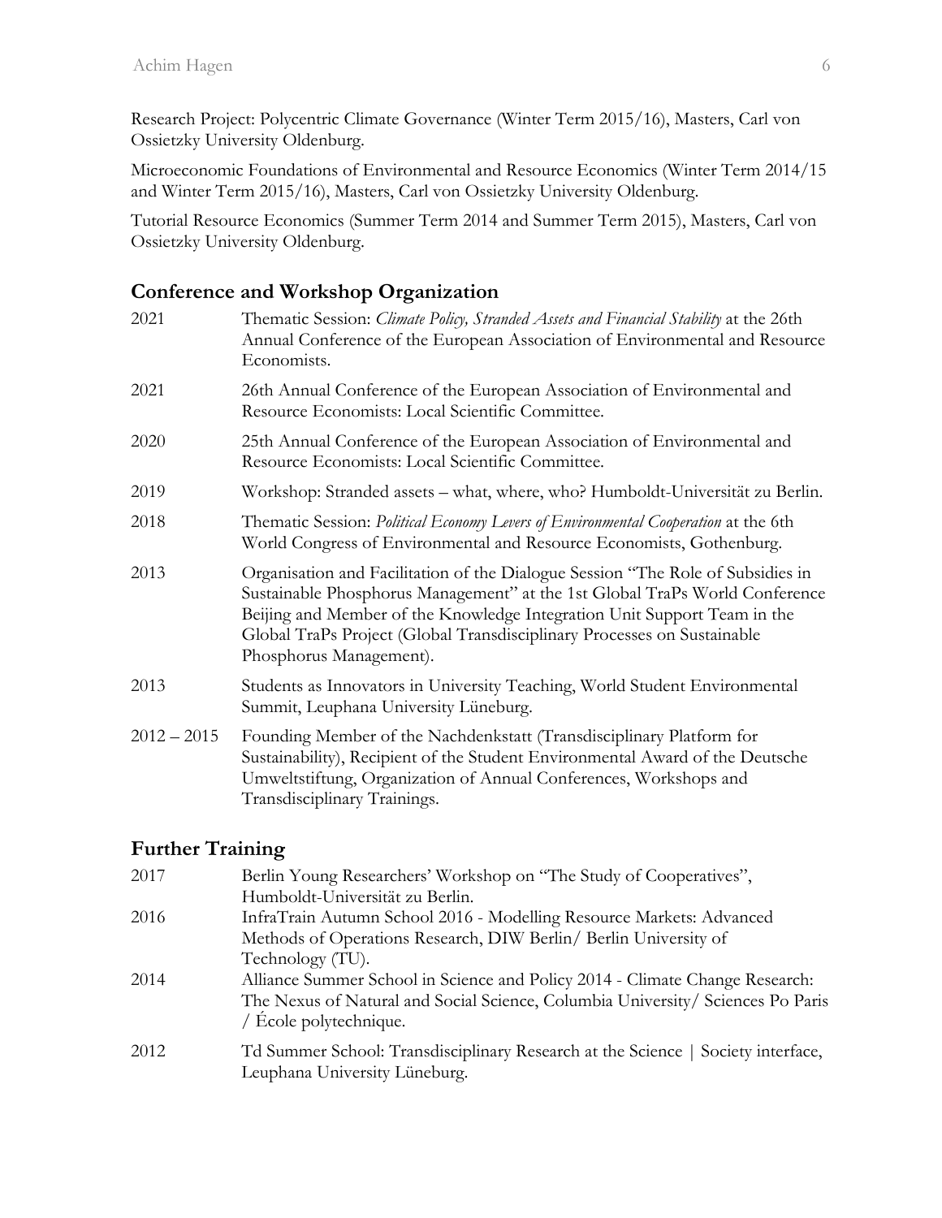Research Project: Polycentric Climate Governance (Winter Term 2015/16), Masters, Carl von Ossietzky University Oldenburg.

Microeconomic Foundations of Environmental and Resource Economics (Winter Term 2014/15 and Winter Term 2015/16), Masters, Carl von Ossietzky University Oldenburg.

Tutorial Resource Economics (Summer Term 2014 and Summer Term 2015), Masters, Carl von Ossietzky University Oldenburg.

## Conference and Workshop Organization

2021 Thematic Session: *Climate Policy, Stranded Assets and Financial Stability* at the 26th Annual Conference of the European Association of Environmental and Resource Economists.

2021 26th Annual Conference of the European Association of Environmental and Resource Economists: Local Scientific Committee.

2020 25th Annual Conference of the European Association of Environmental and Resource Economists: Local Scientific Committee.

2019 Workshop: Stranded assets – what, where, who? Humboldt-Universität zu Berlin.

2018 Thematic Session: *Political Economy Levers of Environmental Cooperation* at the 6th World Congress of Environmental and Resource Economists, Gothenburg.

2013 Organisation and Facilitation of the Dialogue Session "The Role of Subsidies in Sustainable Phosphorus Management" at the 1st Global TraPs World Conference Beijing and Member of the Knowledge Integration Unit Support Team in the Global TraPs Project (Global Transdisciplinary Processes on Sustainable Phosphorus Management).

2013 Students as Innovators in University Teaching, World Student Environmental Summit, Leuphana University Lüneburg.

2012 – 2015 Founding Member of the Nachdenkstatt (Transdisciplinary Platform for Sustainability), Recipient of the Student Environmental Award of the Deutsche Umweltstiftung, Organization of Annual Conferences, Workshops and Transdisciplinary Trainings.

## Further Training

2017 Berlin Young Researchers' Workshop on "The Study of Cooperatives", Humboldt-Universität zu Berlin.

2016 InfraTrain Autumn School 2016 - Modelling Resource Markets: Advanced Methods of Operations Research, DIW Berlin/ Berlin University of Technology (TU).

2014 Alliance Summer School in Science and Policy 2014 - Climate Change Research: The Nexus of Natural and Social Science, Columbia University/ Sciences Po Paris / École polytechnique.

2012 Td Summer School: Transdisciplinary Research at the Science | Society interface, Leuphana University Lüneburg.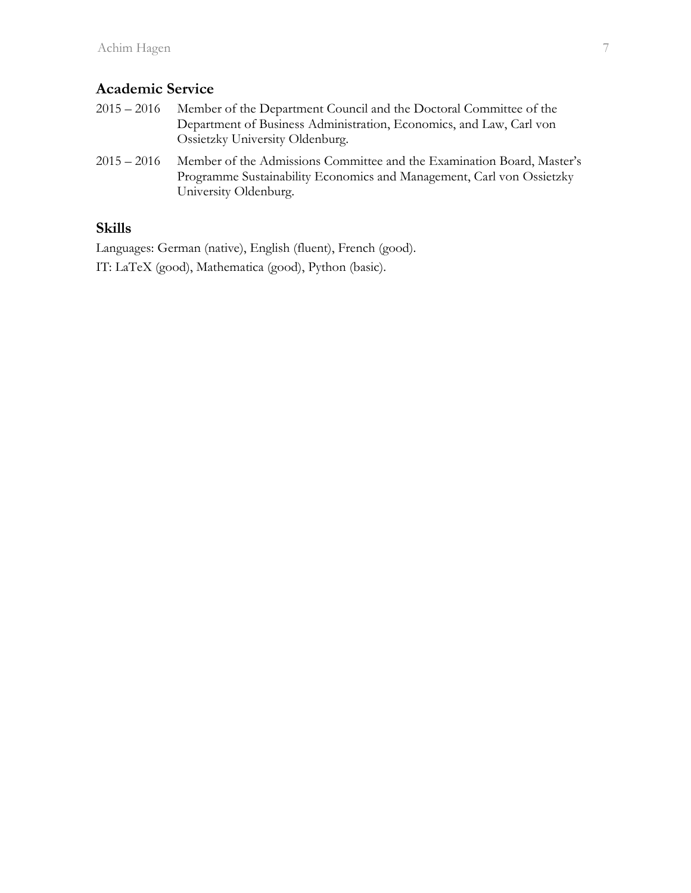## Academic Service

2015 – 2016 Member of the Department Council and the Doctoral Committee of the Department of Business Administration, Economics, and Law, Carl von Ossietzky University Oldenburg.

2015 – 2016 Member of the Admissions Committee and the Examination Board, Master's Programme Sustainability Economics and Management, Carl von Ossietzky University Oldenburg.

## Skills

Languages: German (native), English (fluent), French (good).

IT: LaTeX (good), Mathematica (good), Python (basic).